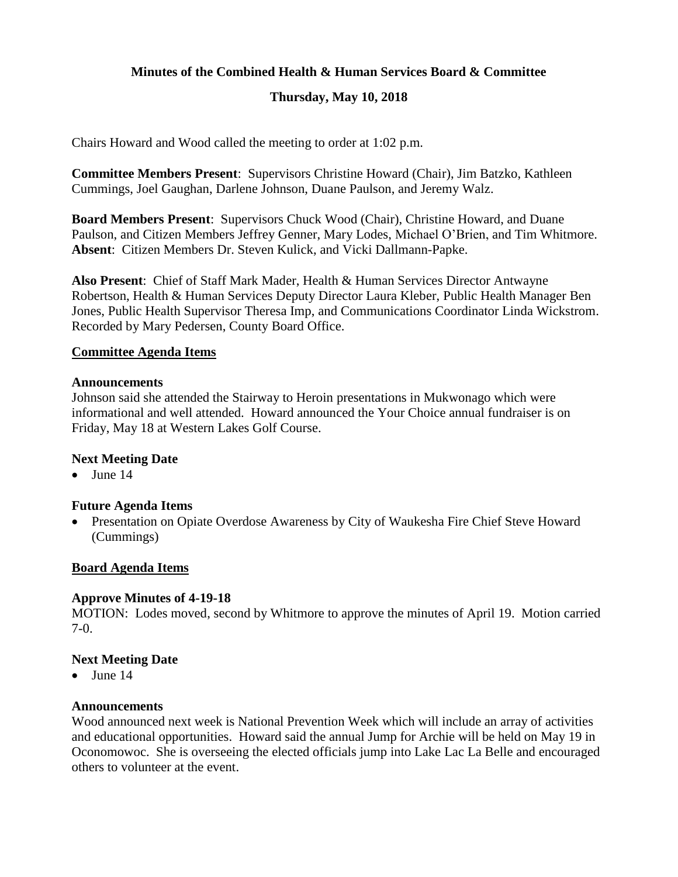**Minutes of the Combined Health & Human Services Board & Committee**

**Thursday, May 10, 2018**

Chairs Howard and Wood called the meeting to order at 1:02 p.m.

**Committee Members Present**: Supervisors Christine Howard (Chair), Jim Batzko, Kathleen Cummings, Joel Gaughan, Darlene Johnson, Duane Paulson, and Jeremy Walz.

**Board Members Present**: Supervisors Chuck Wood (Chair), Christine Howard, and Duane Paulson, and Citizen Members Jeffrey Genner, Mary Lodes, Michael O'Brien, and Tim Whitmore. **Absent**: Citizen Members Dr. Steven Kulick, and Vicki Dallmann-Papke.

**Also Present**: Chief of Staff Mark Mader, Health & Human Services Director Antwayne Robertson, Health & Human Services Deputy Director Laura Kleber, Public Health Manager Ben Jones, Public Health Supervisor Theresa Imp, and Communications Coordinator Linda Wickstrom. Recorded by Mary Pedersen, County Board Office.

## Committee Agenda Items

### Announcements

Johnson said she attended the Stairway to Heroin presentations in Mukwonago which were informational and well attended. Howard announced the Your Choice annual fundraiser is on Friday, May 18 at Western Lakes Golf Course.

### Next Meeting Date

- June 14

### Future Agenda Items

- Presentation on Opiate Overdose Awareness by City of Waukesha Fire Chief Steve Howard (Cummings)

## Board Agenda Items

### Approve Minutes of 4-19-18

MOTION: Lodes moved, second by Whitmore to approve the minutes of April 19. Motion carried 7-0.

### Next Meeting Date

- June 14

### Announcements

Wood announced next week is National Prevention Week which will include an array of activities and educational opportunities. Howard said the annual Jump for Archie will be held on May 19 in Oconomowoc. She is overseeing the elected officials jump into Lake Lac La Belle and encouraged others to volunteer at the event.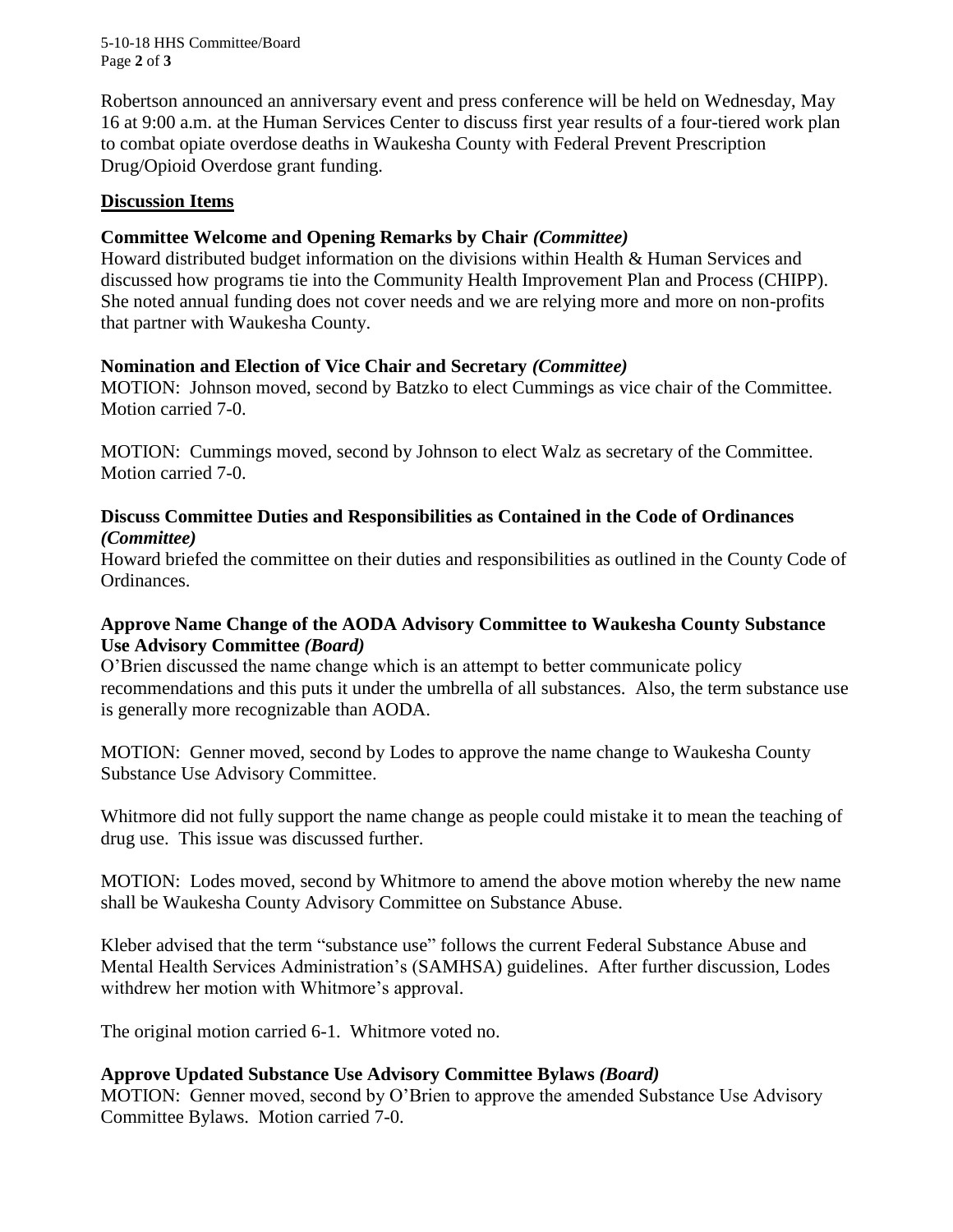Robertson announced an anniversary event and press conference will be held on Wednesday, May 16 at 9:00 a.m. at the Human Services Center to discuss first year results of a four-tiered work plan to combat opiate overdose deaths in Waukesha County with Federal Prevent Prescription Drug/Opioid Overdose grant funding.

## Discussion Items

### Committee Welcome and Opening Remarks by Chair *(Committee)*

Howard distributed budget information on the divisions within Health & Human Services and discussed how programs tie into the Community Health Improvement Plan and Process (CHIPP). She noted annual funding does not cover needs and we are relying more and more on non-profits that partner with Waukesha County.

### Nomination and Election of Vice Chair and Secretary *(Committee)*

MOTION: Johnson moved, second by Batzko to elect Cummings as vice chair of the Committee. Motion carried 7-0.

MOTION: Cummings moved, second by Johnson to elect Walz as secretary of the Committee. Motion carried 7-0.

### Discuss Committee Duties and Responsibilities as Contained in the Code of Ordinances *(Committee)*

Howard briefed the committee on their duties and responsibilities as outlined in the County Code of Ordinances.

### Approve Name Change of the AODA Advisory Committee to Waukesha County Substance Use Advisory Committee *(Board)*

O'Brien discussed the name change which is an attempt to better communicate policy recommendations and this puts it under the umbrella of all substances. Also, the term substance use is generally more recognizable than AODA.

MOTION: Genner moved, second by Lodes to approve the name change to Waukesha County Substance Use Advisory Committee.

Whitmore did not fully support the name change as people could mistake it to mean the teaching of drug use. This issue was discussed further.

MOTION: Lodes moved, second by Whitmore to amend the above motion whereby the new name shall be Waukesha County Advisory Committee on Substance Abuse.

Kleber advised that the term "substance use" follows the current Federal Substance Abuse and Mental Health Services Administration's (SAMHSA) guidelines. After further discussion, Lodes withdrew her motion with Whitmore's approval.

The original motion carried 6-1. Whitmore voted no.

### Approve Updated Substance Use Advisory Committee Bylaws *(Board)*

MOTION: Genner moved, second by O'Brien to approve the amended Substance Use Advisory Committee Bylaws. Motion carried 7-0.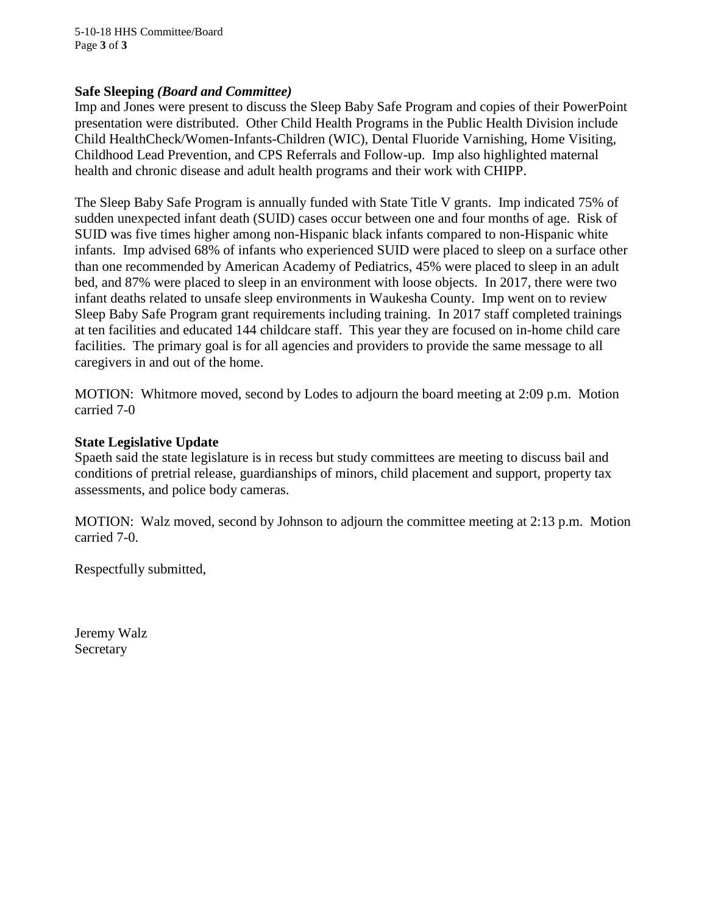**Safe Sleeping *(Board and Committee)***
Imp and Jones were present to discuss the Sleep Baby Safe Program and copies of their PowerPoint presentation were distributed. Other Child Health Programs in the Public Health Division include Child HealthCheck/Women-Infants-Children (WIC), Dental Fluoride Varnishing, Home Visiting, Childhood Lead Prevention, and CPS Referrals and Follow-up. Imp also highlighted maternal health and chronic disease and adult health programs and their work with CHIPP.

The Sleep Baby Safe Program is annually funded with State Title V grants. Imp indicated 75% of sudden unexpected infant death (SUID) cases occur between one and four months of age. Risk of SUID was five times higher among non-Hispanic black infants compared to non-Hispanic white infants. Imp advised 68% of infants who experienced SUID were placed to sleep on a surface other than one recommended by American Academy of Pediatrics, 45% were placed to sleep in an adult bed, and 87% were placed to sleep in an environment with loose objects. In 2017, there were two infant deaths related to unsafe sleep environments in Waukesha County. Imp went on to review Sleep Baby Safe Program grant requirements including training. In 2017 staff completed trainings at ten facilities and educated 144 childcare staff. This year they are focused on in-home child care facilities. The primary goal is for all agencies and providers to provide the same message to all caregivers in and out of the home.

MOTION: Whitmore moved, second by Lodes to adjourn the board meeting at 2:09 p.m. Motion carried 7-0

**State Legislative Update**
Spaeth said the state legislature is in recess but study committees are meeting to discuss bail and conditions of pretrial release, guardianships of minors, child placement and support, property tax assessments, and police body cameras.

MOTION: Walz moved, second by Johnson to adjourn the committee meeting at 2:13 p.m. Motion carried 7-0.

Respectfully submitted,

Jeremy Walz
Secretary